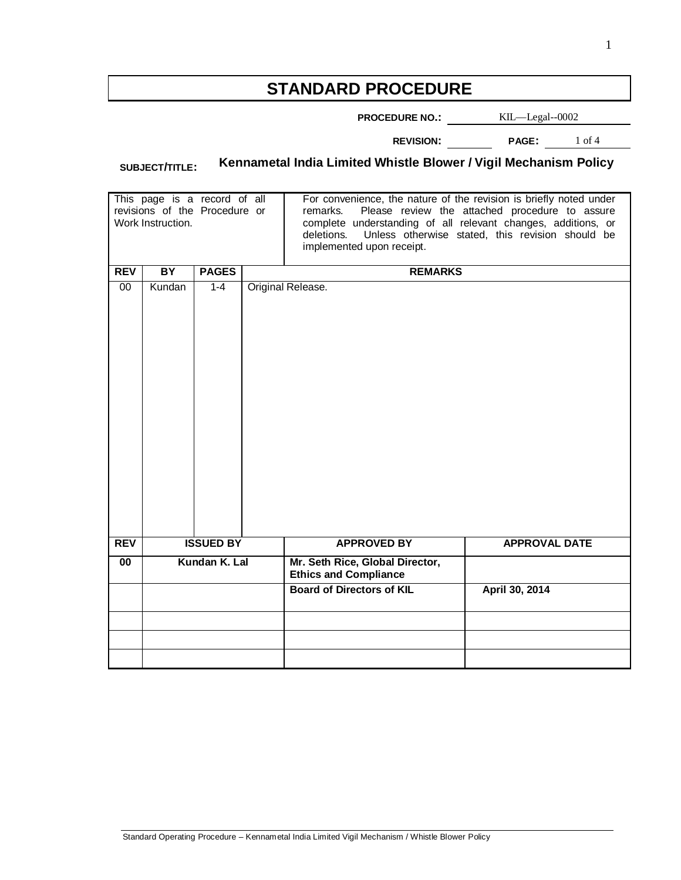# STANDARD PROCEDURE

**PROCEDURE NO.:** KIL—Legal--0002

**REVISION:** &nbsp;&nbsp;&nbsp;&nbsp; **PAGE:** 1 of 4

**SUBJECT/TITLE:** **Kennametal India Limited Whistle Blower / Vigil Mechanism Policy**

| This page is a record of all revisions of the Procedure or Work Instruction. | | | For convenience, the nature of the revision is briefly noted under remarks. Please review the attached procedure to assure complete understanding of all relevant changes, additions, or deletions. Unless otherwise stated, this revision should be implemented upon receipt. |
|---|---|---|---|
| **REV** | **BY** | **PAGES** | **REMARKS** |
| 00 | Kundan | 1-4 | Original Release. |

| **REV** | **ISSUED BY** | **APPROVED BY** | **APPROVAL DATE** |
|---|---|---|---|
| **00** | **Kundan K. Lal** | **Mr. Seth Rice, Global Director, Ethics and Compliance** | |
| | | **Board of Directors of KIL** | **April 30, 2014** |
| | | | |
| | | | |
| | | | |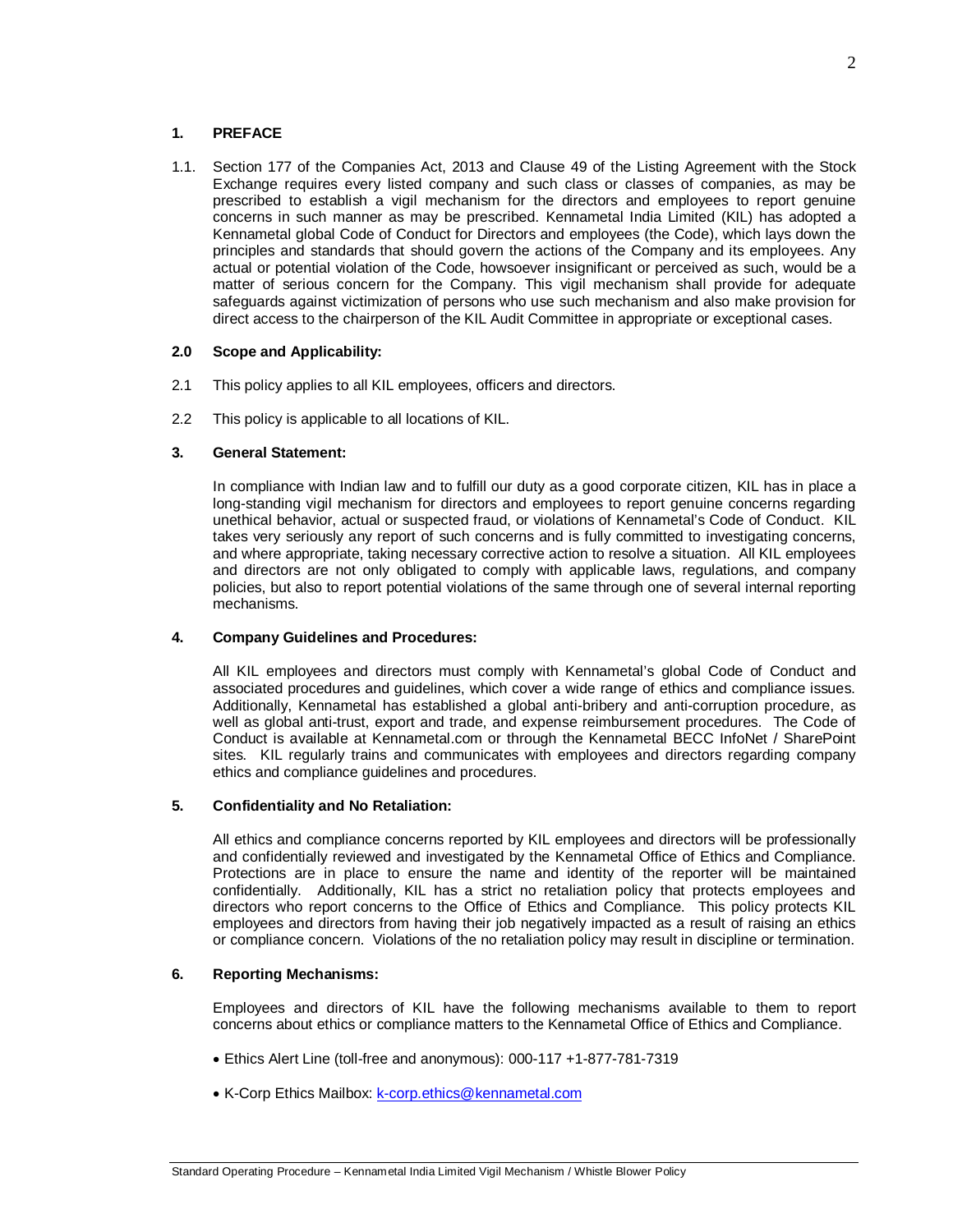## 1. PREFACE

1.1. Section 177 of the Companies Act, 2013 and Clause 49 of the Listing Agreement with the Stock Exchange requires every listed company and such class or classes of companies, as may be prescribed to establish a vigil mechanism for the directors and employees to report genuine concerns in such manner as may be prescribed. Kennametal India Limited (KIL) has adopted a Kennametal global Code of Conduct for Directors and employees (the Code), which lays down the principles and standards that should govern the actions of the Company and its employees. Any actual or potential violation of the Code, howsoever insignificant or perceived as such, would be a matter of serious concern for the Company. This vigil mechanism shall provide for adequate safeguards against victimization of persons who use such mechanism and also make provision for direct access to the chairperson of the KIL Audit Committee in appropriate or exceptional cases.

## 2.0 Scope and Applicability:

2.1 This policy applies to all KIL employees, officers and directors.

2.2 This policy is applicable to all locations of KIL.

## 3. General Statement:

In compliance with Indian law and to fulfill our duty as a good corporate citizen, KIL has in place a long-standing vigil mechanism for directors and employees to report genuine concerns regarding unethical behavior, actual or suspected fraud, or violations of Kennametal's Code of Conduct. KIL takes very seriously any report of such concerns and is fully committed to investigating concerns, and where appropriate, taking necessary corrective action to resolve a situation. All KIL employees and directors are not only obligated to comply with applicable laws, regulations, and company policies, but also to report potential violations of the same through one of several internal reporting mechanisms.

## 4. Company Guidelines and Procedures:

All KIL employees and directors must comply with Kennametal's global Code of Conduct and associated procedures and guidelines, which cover a wide range of ethics and compliance issues. Additionally, Kennametal has established a global anti-bribery and anti-corruption procedure, as well as global anti-trust, export and trade, and expense reimbursement procedures. The Code of Conduct is available at Kennametal.com or through the Kennametal BECC InfoNet / SharePoint sites. KIL regularly trains and communicates with employees and directors regarding company ethics and compliance guidelines and procedures.

## 5. Confidentiality and No Retaliation:

All ethics and compliance concerns reported by KIL employees and directors will be professionally and confidentially reviewed and investigated by the Kennametal Office of Ethics and Compliance. Protections are in place to ensure the name and identity of the reporter will be maintained confidentially. Additionally, KIL has a strict no retaliation policy that protects employees and directors who report concerns to the Office of Ethics and Compliance. This policy protects KIL employees and directors from having their job negatively impacted as a result of raising an ethics or compliance concern. Violations of the no retaliation policy may result in discipline or termination.

## 6. Reporting Mechanisms:

Employees and directors of KIL have the following mechanisms available to them to report concerns about ethics or compliance matters to the Kennametal Office of Ethics and Compliance.

- Ethics Alert Line (toll-free and anonymous): 000-117 +1-877-781-7319
- K-Corp Ethics Mailbox: k-corp.ethics@kennametal.com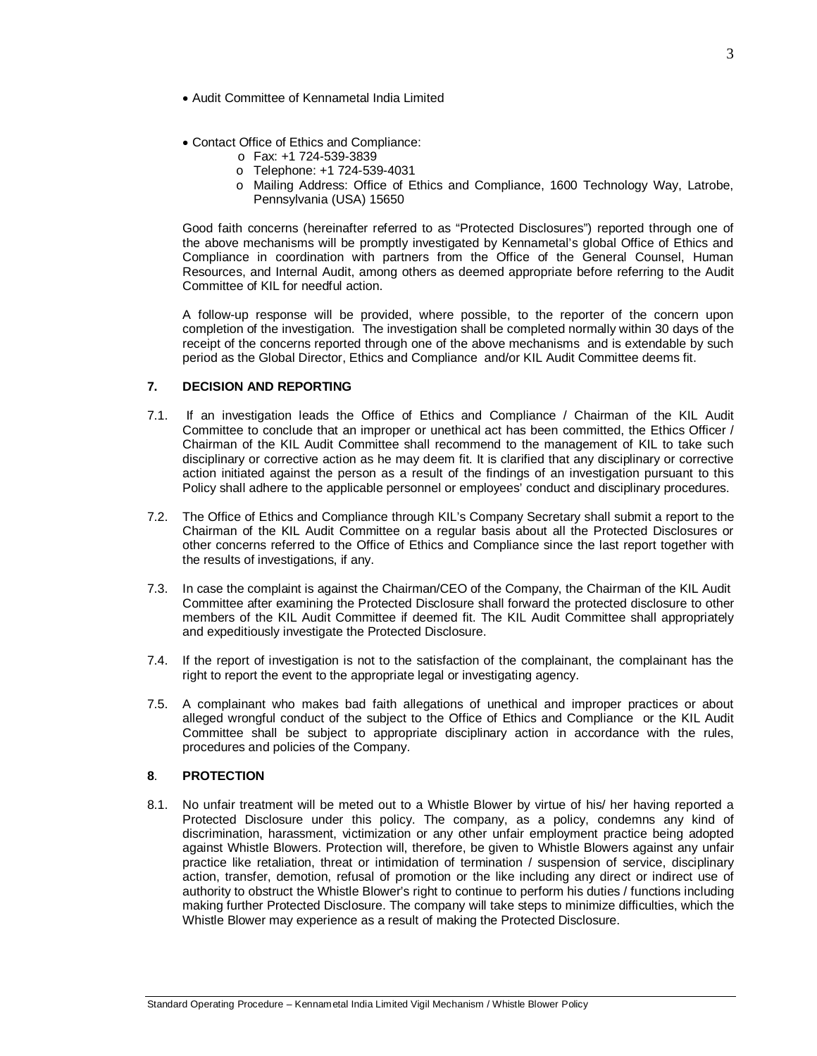- Audit Committee of Kennametal India Limited

- Contact Office of Ethics and Compliance:
  - Fax: +1 724-539-3839
  - Telephone: +1 724-539-4031
  - Mailing Address: Office of Ethics and Compliance, 1600 Technology Way, Latrobe, Pennsylvania (USA) 15650

Good faith concerns (hereinafter referred to as "Protected Disclosures") reported through one of the above mechanisms will be promptly investigated by Kennametal's global Office of Ethics and Compliance in coordination with partners from the Office of the General Counsel, Human Resources, and Internal Audit, among others as deemed appropriate before referring to the Audit Committee of KIL for needful action.

A follow-up response will be provided, where possible, to the reporter of the concern upon completion of the investigation. The investigation shall be completed normally within 30 days of the receipt of the concerns reported through one of the above mechanisms and is extendable by such period as the Global Director, Ethics and Compliance and/or KIL Audit Committee deems fit.

## 7. DECISION AND REPORTING

7.1. If an investigation leads the Office of Ethics and Compliance / Chairman of the KIL Audit Committee to conclude that an improper or unethical act has been committed, the Ethics Officer / Chairman of the KIL Audit Committee shall recommend to the management of KIL to take such disciplinary or corrective action as he may deem fit. It is clarified that any disciplinary or corrective action initiated against the person as a result of the findings of an investigation pursuant to this Policy shall adhere to the applicable personnel or employees' conduct and disciplinary procedures.

7.2. The Office of Ethics and Compliance through KIL's Company Secretary shall submit a report to the Chairman of the KIL Audit Committee on a regular basis about all the Protected Disclosures or other concerns referred to the Office of Ethics and Compliance since the last report together with the results of investigations, if any.

7.3. In case the complaint is against the Chairman/CEO of the Company, the Chairman of the KIL Audit Committee after examining the Protected Disclosure shall forward the protected disclosure to other members of the KIL Audit Committee if deemed fit. The KIL Audit Committee shall appropriately and expeditiously investigate the Protected Disclosure.

7.4. If the report of investigation is not to the satisfaction of the complainant, the complainant has the right to report the event to the appropriate legal or investigating agency.

7.5. A complainant who makes bad faith allegations of unethical and improper practices or about alleged wrongful conduct of the subject to the Office of Ethics and Compliance or the KIL Audit Committee shall be subject to appropriate disciplinary action in accordance with the rules, procedures and policies of the Company.

## 8. PROTECTION

8.1. No unfair treatment will be meted out to a Whistle Blower by virtue of his/ her having reported a Protected Disclosure under this policy. The company, as a policy, condemns any kind of discrimination, harassment, victimization or any other unfair employment practice being adopted against Whistle Blowers. Protection will, therefore, be given to Whistle Blowers against any unfair practice like retaliation, threat or intimidation of termination / suspension of service, disciplinary action, transfer, demotion, refusal of promotion or the like including any direct or indirect use of authority to obstruct the Whistle Blower's right to continue to perform his duties / functions including making further Protected Disclosure. The company will take steps to minimize difficulties, which the Whistle Blower may experience as a result of making the Protected Disclosure.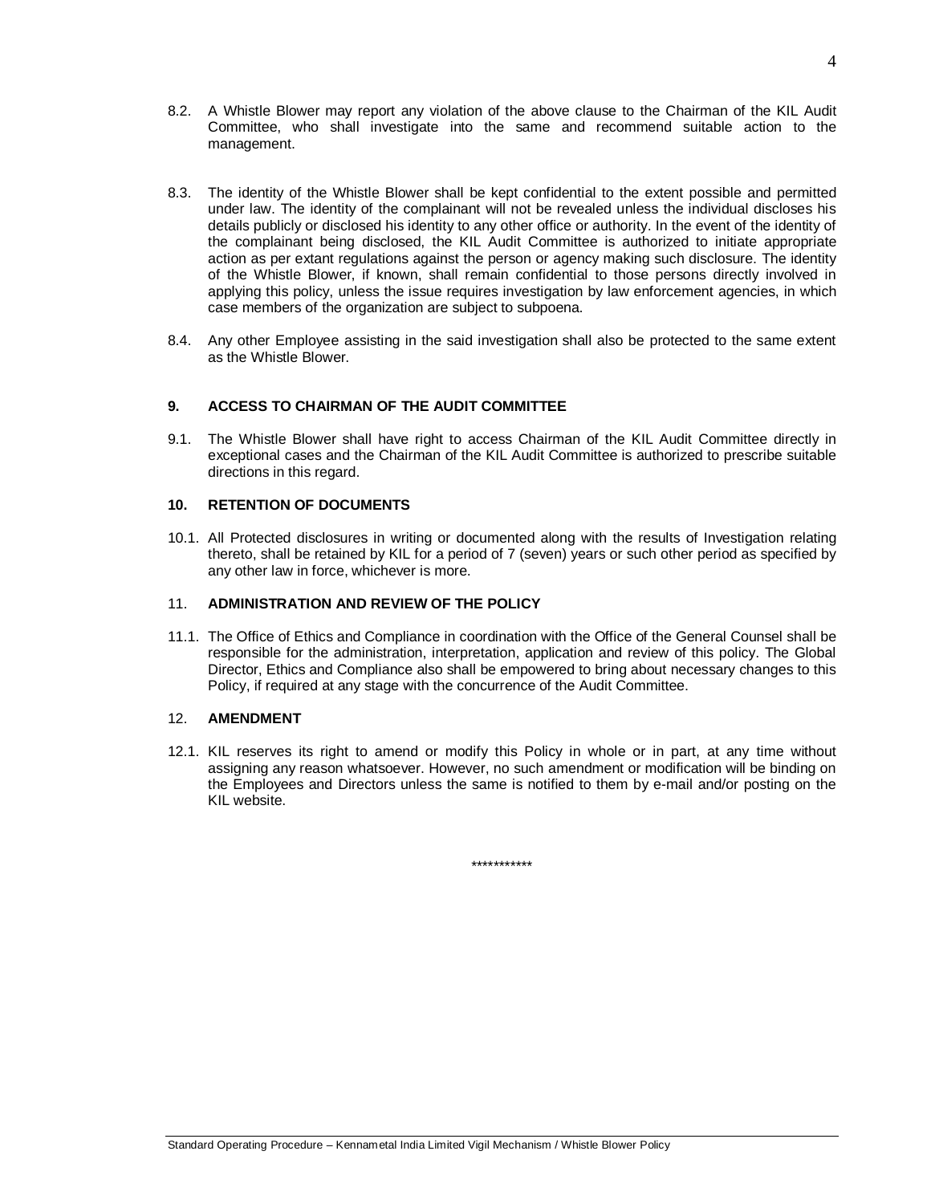8.2. A Whistle Blower may report any violation of the above clause to the Chairman of the KIL Audit Committee, who shall investigate into the same and recommend suitable action to the management.

8.3. The identity of the Whistle Blower shall be kept confidential to the extent possible and permitted under law. The identity of the complainant will not be revealed unless the individual discloses his details publicly or disclosed his identity to any other office or authority. In the event of the identity of the complainant being disclosed, the KIL Audit Committee is authorized to initiate appropriate action as per extant regulations against the person or agency making such disclosure. The identity of the Whistle Blower, if known, shall remain confidential to those persons directly involved in applying this policy, unless the issue requires investigation by law enforcement agencies, in which case members of the organization are subject to subpoena.

8.4. Any other Employee assisting in the said investigation shall also be protected to the same extent as the Whistle Blower.

## 9. ACCESS TO CHAIRMAN OF THE AUDIT COMMITTEE

9.1. The Whistle Blower shall have right to access Chairman of the KIL Audit Committee directly in exceptional cases and the Chairman of the KIL Audit Committee is authorized to prescribe suitable directions in this regard.

## 10. RETENTION OF DOCUMENTS

10.1. All Protected disclosures in writing or documented along with the results of Investigation relating thereto, shall be retained by KIL for a period of 7 (seven) years or such other period as specified by any other law in force, whichever is more.

## 11. ADMINISTRATION AND REVIEW OF THE POLICY

11.1. The Office of Ethics and Compliance in coordination with the Office of the General Counsel shall be responsible for the administration, interpretation, application and review of this policy. The Global Director, Ethics and Compliance also shall be empowered to bring about necessary changes to this Policy, if required at any stage with the concurrence of the Audit Committee.

## 12. AMENDMENT

12.1. KIL reserves its right to amend or modify this Policy in whole or in part, at any time without assigning any reason whatsoever. However, no such amendment or modification will be binding on the Employees and Directors unless the same is notified to them by e-mail and/or posting on the KIL website.

***********